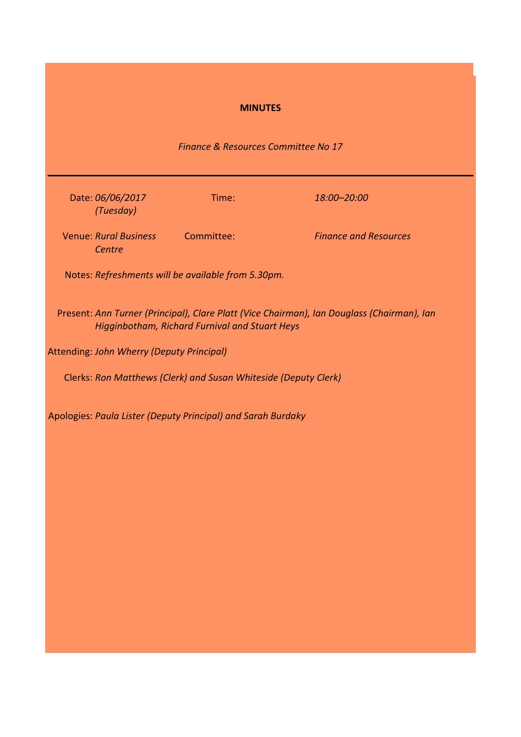# MINUTES

*Finance & Resources Committee No 17*

---

| | | | |
|---|---|---|---|
| Date: | *06/06/2017 (Tuesday)* | Time: | *18:00–20:00* |
| Venue: | *Rural Business Centre* | Committee: | *Finance and Resources* |

Notes: *Refreshments will be available from 5.30pm.*

Present: *Ann Turner (Principal), Clare Platt (Vice Chairman), Ian Douglass (Chairman), Ian Higginbotham, Richard Furnival and Stuart Heys*

Attending: *John Wherry (Deputy Principal)*

Clerks: *Ron Matthews (Clerk) and Susan Whiteside (Deputy Clerk)*

Apologies: *Paula Lister (Deputy Principal) and Sarah Burdaky*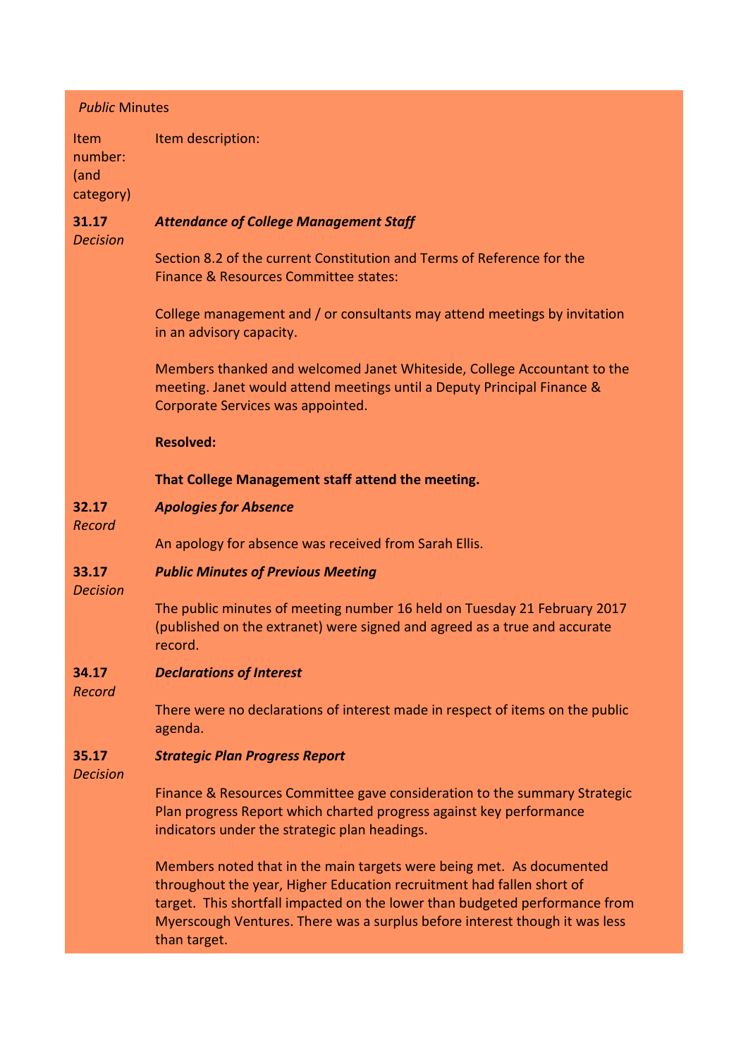*Public* Minutes

| Item number: (and category) | Item description: |
|---|---|
| **31.17** *Decision* | ***Attendance of College Management Staff*** <br><br> Section 8.2 of the current Constitution and Terms of Reference for the Finance & Resources Committee states: <br><br> College management and / or consultants may attend meetings by invitation in an advisory capacity. <br><br> Members thanked and welcomed Janet Whiteside, College Accountant to the meeting. Janet would attend meetings until a Deputy Principal Finance & Corporate Services was appointed. <br><br> **Resolved:** <br><br> **That College Management staff attend the meeting.** |
| **32.17** *Record* | ***Apologies for Absence*** <br><br> An apology for absence was received from Sarah Ellis. |
| **33.17** *Decision* | ***Public Minutes of Previous Meeting*** <br><br> The public minutes of meeting number 16 held on Tuesday 21 February 2017 (published on the extranet) were signed and agreed as a true and accurate record. |
| **34.17** *Record* | ***Declarations of Interest*** <br><br> There were no declarations of interest made in respect of items on the public agenda. |
| **35.17** *Decision* | ***Strategic Plan Progress Report*** <br><br> Finance & Resources Committee gave consideration to the summary Strategic Plan progress Report which charted progress against key performance indicators under the strategic plan headings. <br><br> Members noted that in the main targets were being met. As documented throughout the year, Higher Education recruitment had fallen short of target. This shortfall impacted on the lower than budgeted performance from Myerscough Ventures. There was a surplus before interest though it was less than target. |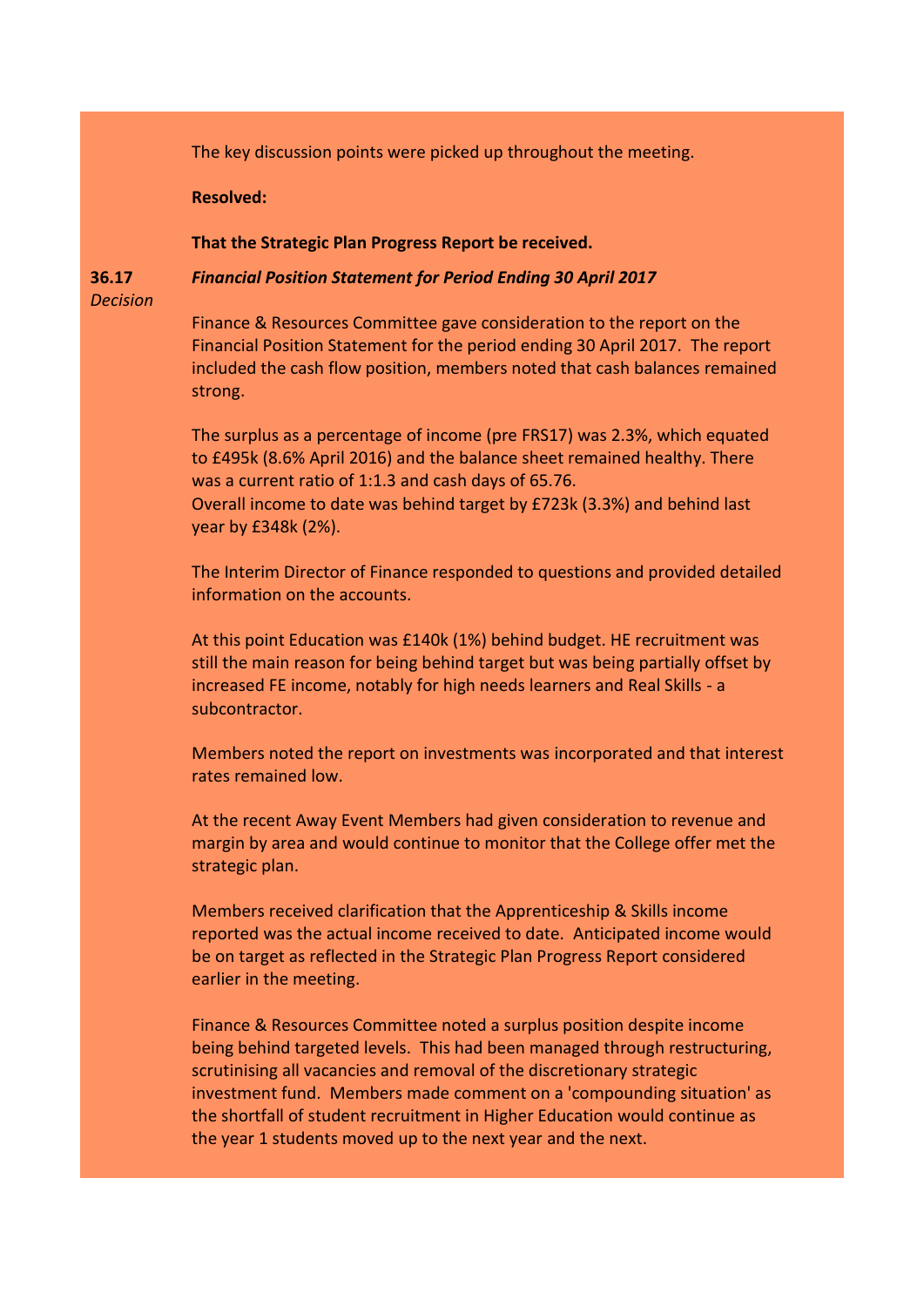The key discussion points were picked up throughout the meeting.

**Resolved:**

**That the Strategic Plan Progress Report be received.**

**36.17** *Decision*

***Financial Position Statement for Period Ending 30 April 2017***

Finance & Resources Committee gave consideration to the report on the Financial Position Statement for the period ending 30 April 2017. The report included the cash flow position, members noted that cash balances remained strong.

The surplus as a percentage of income (pre FRS17) was 2.3%, which equated to £495k (8.6% April 2016) and the balance sheet remained healthy. There was a current ratio of 1:1.3 and cash days of 65.76.
Overall income to date was behind target by £723k (3.3%) and behind last year by £348k (2%).

The Interim Director of Finance responded to questions and provided detailed information on the accounts.

At this point Education was £140k (1%) behind budget. HE recruitment was still the main reason for being behind target but was being partially offset by increased FE income, notably for high needs learners and Real Skills - a subcontractor.

Members noted the report on investments was incorporated and that interest rates remained low.

At the recent Away Event Members had given consideration to revenue and margin by area and would continue to monitor that the College offer met the strategic plan.

Members received clarification that the Apprenticeship & Skills income reported was the actual income received to date. Anticipated income would be on target as reflected in the Strategic Plan Progress Report considered earlier in the meeting.

Finance & Resources Committee noted a surplus position despite income being behind targeted levels. This had been managed through restructuring, scrutinising all vacancies and removal of the discretionary strategic investment fund. Members made comment on a 'compounding situation' as the shortfall of student recruitment in Higher Education would continue as the year 1 students moved up to the next year and the next.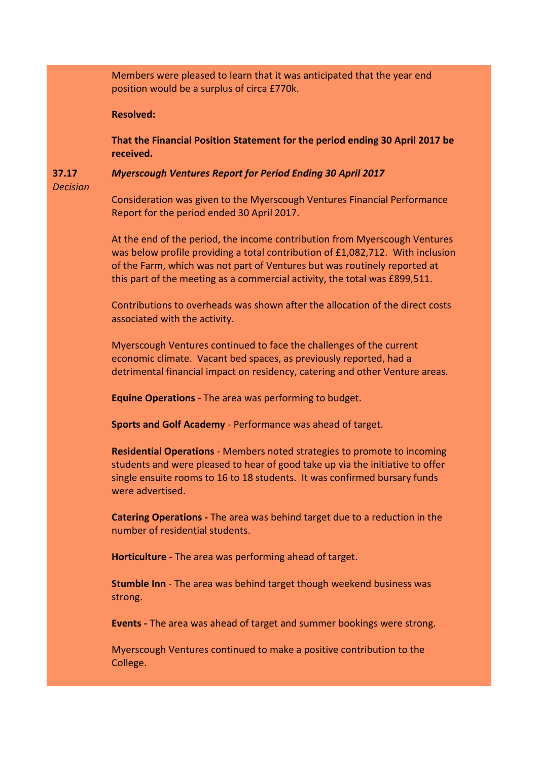Members were pleased to learn that it was anticipated that the year end position would be a surplus of circa £770k.

**Resolved:**

**That the Financial Position Statement for the period ending 30 April 2017 be received.**

**37.17** *Decision*

***Myerscough Ventures Report for Period Ending 30 April 2017***

Consideration was given to the Myerscough Ventures Financial Performance Report for the period ended 30 April 2017.

At the end of the period, the income contribution from Myerscough Ventures was below profile providing a total contribution of £1,082,712. With inclusion of the Farm, which was not part of Ventures but was routinely reported at this part of the meeting as a commercial activity, the total was £899,511.

Contributions to overheads was shown after the allocation of the direct costs associated with the activity.

Myerscough Ventures continued to face the challenges of the current economic climate. Vacant bed spaces, as previously reported, had a detrimental financial impact on residency, catering and other Venture areas.

**Equine Operations** - The area was performing to budget.

**Sports and Golf Academy** - Performance was ahead of target.

**Residential Operations** - Members noted strategies to promote to incoming students and were pleased to hear of good take up via the initiative to offer single ensuite rooms to 16 to 18 students. It was confirmed bursary funds were advertised.

**Catering Operations -** The area was behind target due to a reduction in the number of residential students.

**Horticulture** - The area was performing ahead of target.

**Stumble Inn** - The area was behind target though weekend business was strong.

**Events -** The area was ahead of target and summer bookings were strong.

Myerscough Ventures continued to make a positive contribution to the College.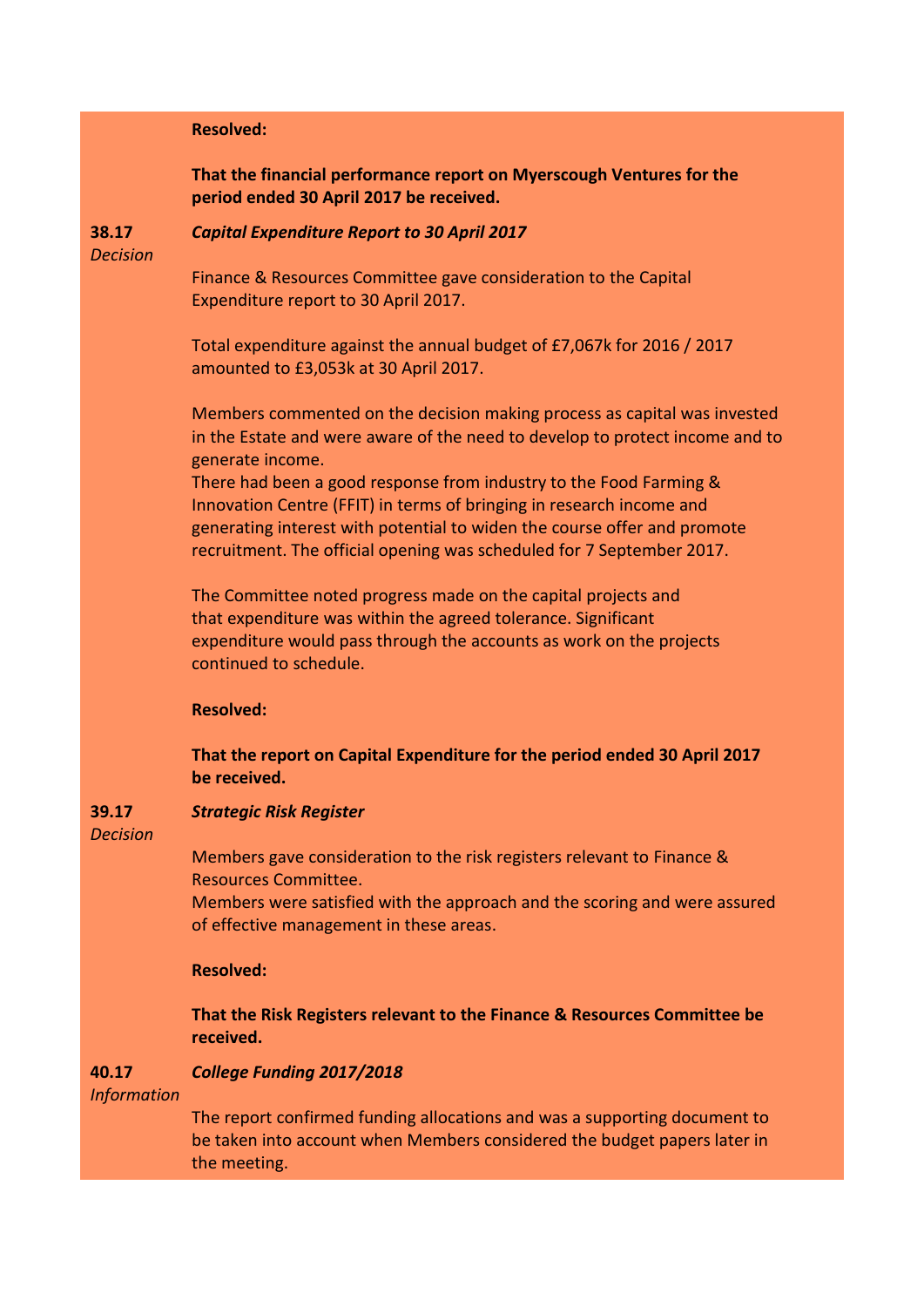**Resolved:**

**That the financial performance report on Myerscough Ventures for the period ended 30 April 2017 be received.**

**38.17** *Decision*

***Capital Expenditure Report to 30 April 2017***

Finance & Resources Committee gave consideration to the Capital Expenditure report to 30 April 2017.

Total expenditure against the annual budget of £7,067k for 2016 / 2017 amounted to £3,053k at 30 April 2017.

Members commented on the decision making process as capital was invested in the Estate and were aware of the need to develop to protect income and to generate income.
There had been a good response from industry to the Food Farming & Innovation Centre (FFIT) in terms of bringing in research income and generating interest with potential to widen the course offer and promote recruitment. The official opening was scheduled for 7 September 2017.

The Committee noted progress made on the capital projects and that expenditure was within the agreed tolerance. Significant expenditure would pass through the accounts as work on the projects continued to schedule.

**Resolved:**

**That the report on Capital Expenditure for the period ended 30 April 2017 be received.**

**39.17** *Decision*

***Strategic Risk Register***

Members gave consideration to the risk registers relevant to Finance & Resources Committee.
Members were satisfied with the approach and the scoring and were assured of effective management in these areas.

**Resolved:**

**That the Risk Registers relevant to the Finance & Resources Committee be received.**

**40.17** *Information*

***College Funding 2017/2018***

The report confirmed funding allocations and was a supporting document to be taken into account when Members considered the budget papers later in the meeting.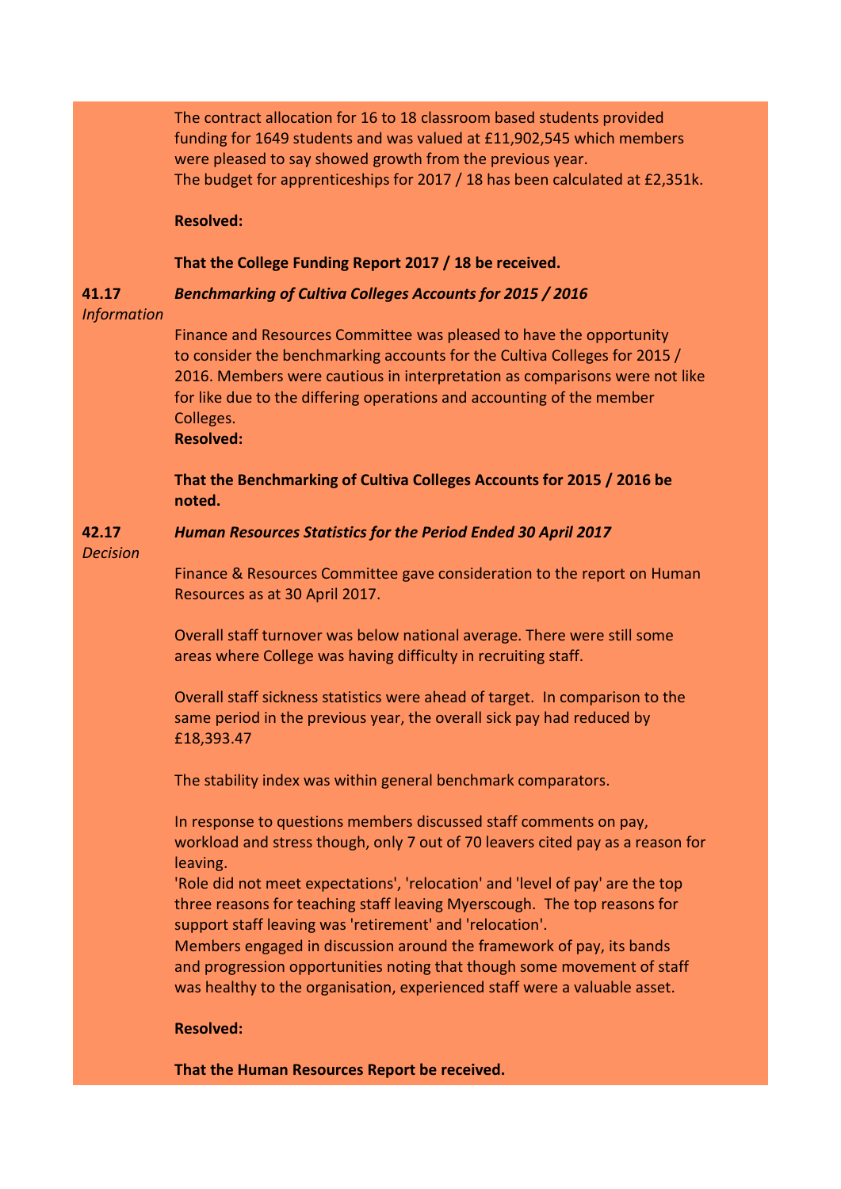The contract allocation for 16 to 18 classroom based students provided funding for 1649 students and was valued at £11,902,545 which members were pleased to say showed growth from the previous year.
The budget for apprenticeships for 2017 / 18 has been calculated at £2,351k.

**Resolved:**

**That the College Funding Report 2017 / 18 be received.**

**41.17** *Information*

***Benchmarking of Cultiva Colleges Accounts for 2015 / 2016***

Finance and Resources Committee was pleased to have the opportunity to consider the benchmarking accounts for the Cultiva Colleges for 2015 / 2016. Members were cautious in interpretation as comparisons were not like for like due to the differing operations and accounting of the member Colleges.

**Resolved:**

**That the Benchmarking of Cultiva Colleges Accounts for 2015 / 2016 be noted.**

**42.17** *Decision*

***Human Resources Statistics for the Period Ended 30 April 2017***

Finance & Resources Committee gave consideration to the report on Human Resources as at 30 April 2017.

Overall staff turnover was below national average. There were still some areas where College was having difficulty in recruiting staff.

Overall staff sickness statistics were ahead of target. In comparison to the same period in the previous year, the overall sick pay had reduced by £18,393.47

The stability index was within general benchmark comparators.

In response to questions members discussed staff comments on pay, workload and stress though, only 7 out of 70 leavers cited pay as a reason for leaving.
'Role did not meet expectations', 'relocation' and 'level of pay' are the top three reasons for teaching staff leaving Myerscough. The top reasons for support staff leaving was 'retirement' and 'relocation'.
Members engaged in discussion around the framework of pay, its bands and progression opportunities noting that though some movement of staff was healthy to the organisation, experienced staff were a valuable asset.

**Resolved:**

**That the Human Resources Report be received.**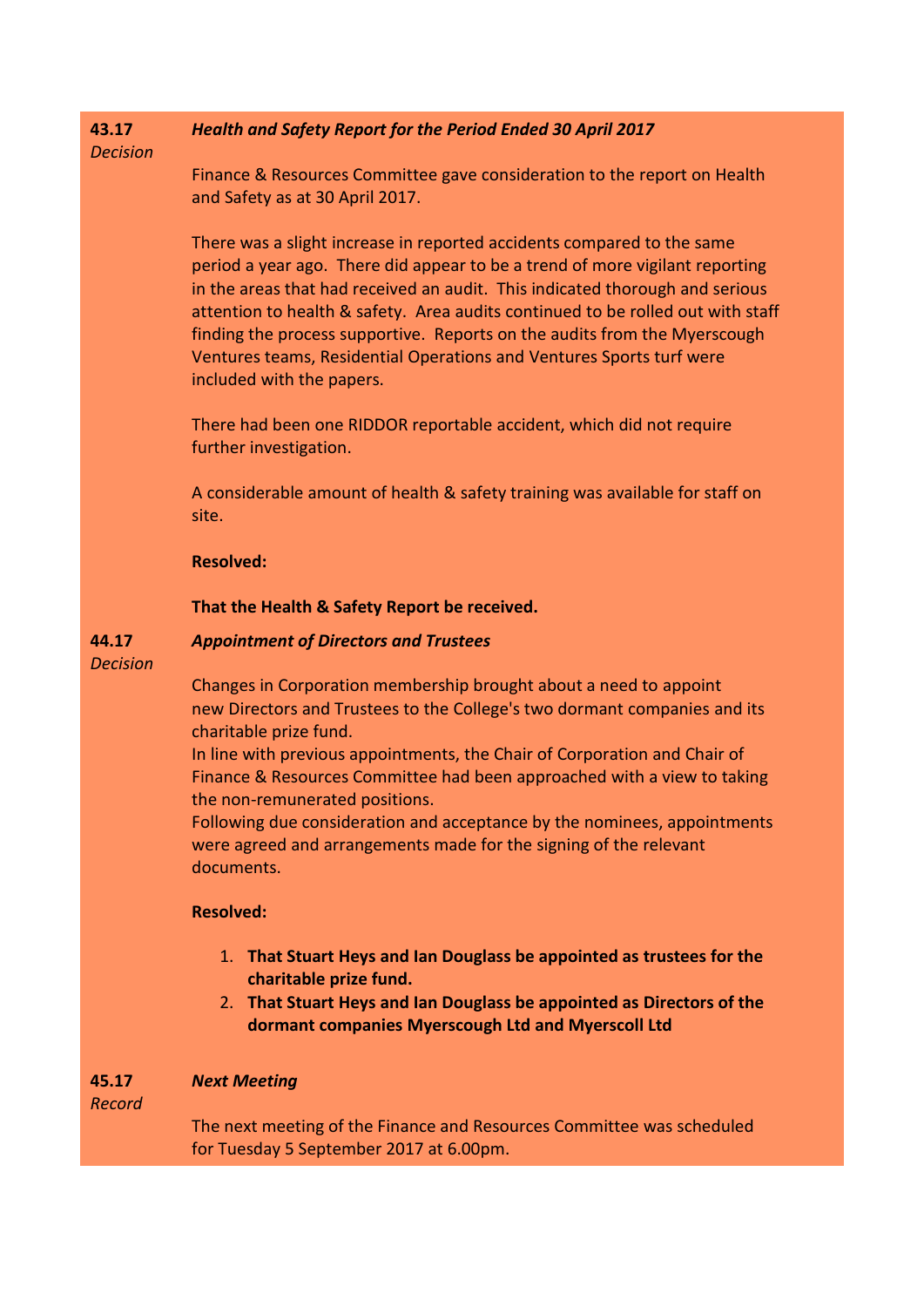**43.17**
*Decision*

***Health and Safety Report for the Period Ended 30 April 2017***

Finance & Resources Committee gave consideration to the report on Health and Safety as at 30 April 2017.

There was a slight increase in reported accidents compared to the same period a year ago. There did appear to be a trend of more vigilant reporting in the areas that had received an audit. This indicated thorough and serious attention to health & safety. Area audits continued to be rolled out with staff finding the process supportive. Reports on the audits from the Myerscough Ventures teams, Residential Operations and Ventures Sports turf were included with the papers.

There had been one RIDDOR reportable accident, which did not require further investigation.

A considerable amount of health & safety training was available for staff on site.

**Resolved:**

**That the Health & Safety Report be received.**

**44.17**
*Decision*

***Appointment of Directors and Trustees***

Changes in Corporation membership brought about a need to appoint new Directors and Trustees to the College's two dormant companies and its charitable prize fund.
In line with previous appointments, the Chair of Corporation and Chair of Finance & Resources Committee had been approached with a view to taking the non-remunerated positions.
Following due consideration and acceptance by the nominees, appointments were agreed and arrangements made for the signing of the relevant documents.

**Resolved:**

1. **That Stuart Heys and Ian Douglass be appointed as trustees for the charitable prize fund.**
2. **That Stuart Heys and Ian Douglass be appointed as Directors of the dormant companies Myerscough Ltd and Myerscoll Ltd**

**45.17**
*Record*

***Next Meeting***

The next meeting of the Finance and Resources Committee was scheduled for Tuesday 5 September 2017 at 6.00pm.